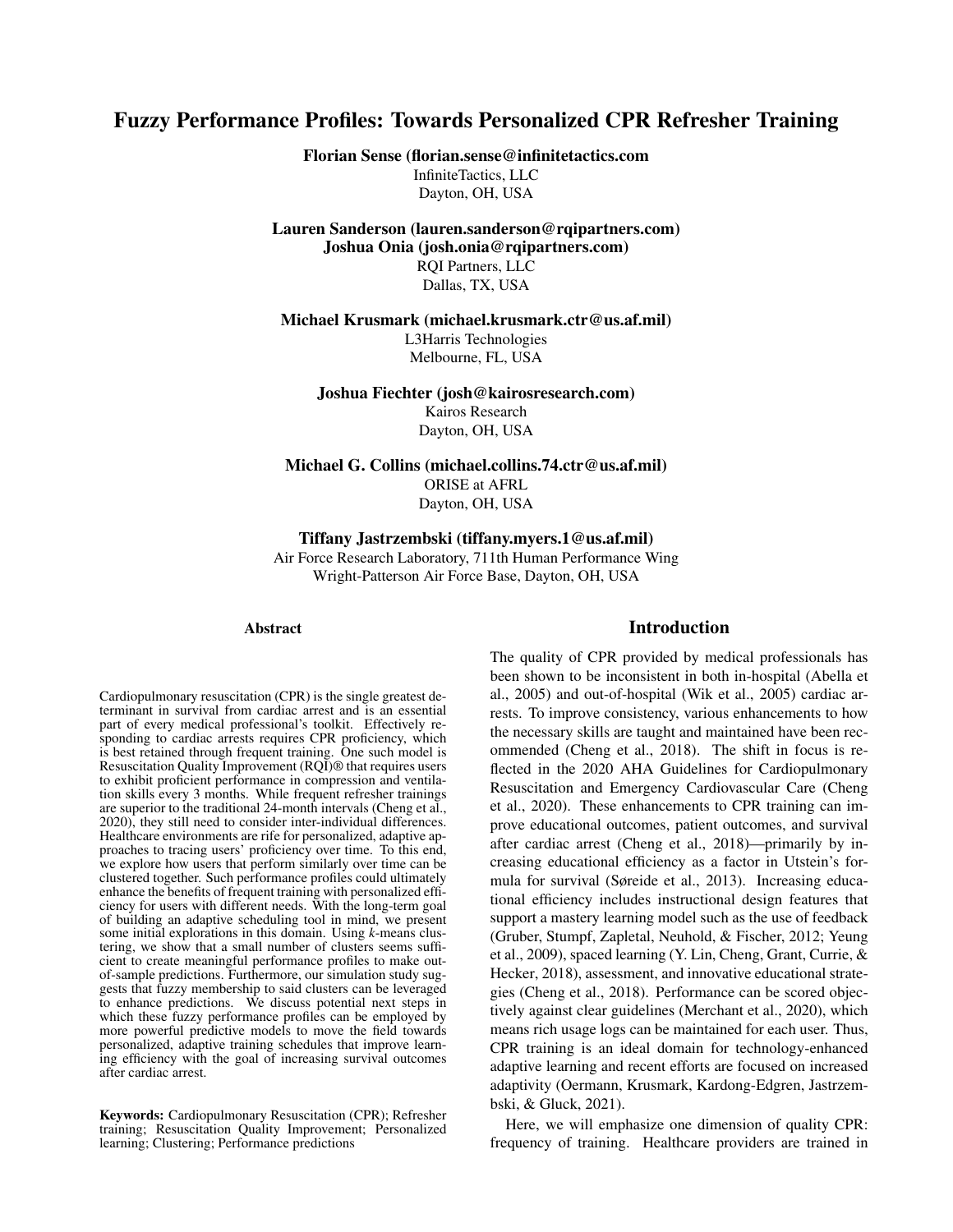# Fuzzy Performance Profiles: Towards Personalized CPR Refresher Training

**Florian Sense (florian.sense@infinitetactics.com)**
InfiniteTactics, LLC
Dayton, OH, USA

**Lauren Sanderson (lauren.sanderson@rqipartners.com)**
**Joshua Onia (josh.onia@rqipartners.com)**
RQI Partners, LLC
Dallas, TX, USA

**Michael Krusmark (michael.krusmark.ctr@us.af.mil)**
L3Harris Technologies
Melbourne, FL, USA

**Joshua Fiechter (josh@kairosresearch.com)**
Kairos Research
Dayton, OH, USA

**Michael G. Collins (michael.collins.74.ctr@us.af.mil)**
ORISE at AFRL
Dayton, OH, USA

**Tiffany Jastrzembski (tiffany.myers.1@us.af.mil)**
Air Force Research Laboratory, 711th Human Performance Wing
Wright-Patterson Air Force Base, Dayton, OH, USA

## Abstract

Cardiopulmonary resuscitation (CPR) is the single greatest determinant in survival from cardiac arrest and is an essential part of every medical professional's toolkit. Effectively responding to cardiac arrests requires CPR proficiency, which is best retained through frequent training. One such model is Resuscitation Quality Improvement (RQI)® that requires users to exhibit proficient performance in compression and ventilation skills every 3 months. While frequent refresher trainings are superior to the traditional 24-month intervals (Cheng et al., 2020), they still need to consider inter-individual differences. Healthcare environments are rife for personalized, adaptive approaches to tracing users' proficiency over time. To this end, we explore how users that perform similarly over time can be clustered together. Such performance profiles could ultimately enhance the benefits of frequent training with personalized efficiency for users with different needs. With the long-term goal of building an adaptive scheduling tool in mind, we present some initial explorations in this domain. Using *k*-means clustering, we show that a small number of clusters seems sufficient to create meaningful performance profiles to make out-of-sample predictions. Furthermore, our simulation study suggests that fuzzy membership to said clusters can be leveraged to enhance predictions. We discuss potential next steps in which these fuzzy performance profiles can be employed by more powerful predictive models to move the field towards personalized, adaptive training schedules that improve learning efficiency with the goal of increasing survival outcomes after cardiac arrest.

**Keywords:** Cardiopulmonary Resuscitation (CPR); Refresher training; Resuscitation Quality Improvement; Personalized learning; Clustering; Performance predictions

## Introduction

The quality of CPR provided by medical professionals has been shown to be inconsistent in both in-hospital (Abella et al., 2005) and out-of-hospital (Wik et al., 2005) cardiac arrests. To improve consistency, various enhancements to how the necessary skills are taught and maintained have been recommended (Cheng et al., 2018). The shift in focus is reflected in the 2020 AHA Guidelines for Cardiopulmonary Resuscitation and Emergency Cardiovascular Care (Cheng et al., 2020). These enhancements to CPR training can improve educational outcomes, patient outcomes, and survival after cardiac arrest (Cheng et al., 2018)—primarily by increasing educational efficiency as a factor in Utstein's formula for survival (Søreide et al., 2013). Increasing educational efficiency includes instructional design features that support a mastery learning model such as the use of feedback (Gruber, Stumpf, Zapletal, Neuhold, & Fischer, 2012; Yeung et al., 2009), spaced learning (Y. Lin, Cheng, Grant, Currie, & Hecker, 2018), assessment, and innovative educational strategies (Cheng et al., 2018). Performance can be scored objectively against clear guidelines (Merchant et al., 2020), which means rich usage logs can be maintained for each user. Thus, CPR training is an ideal domain for technology-enhanced adaptive learning and recent efforts are focused on increased adaptivity (Oermann, Krusmark, Kardong-Edgren, Jastrzembski, & Gluck, 2021).

Here, we will emphasize one dimension of quality CPR: frequency of training. Healthcare providers are trained in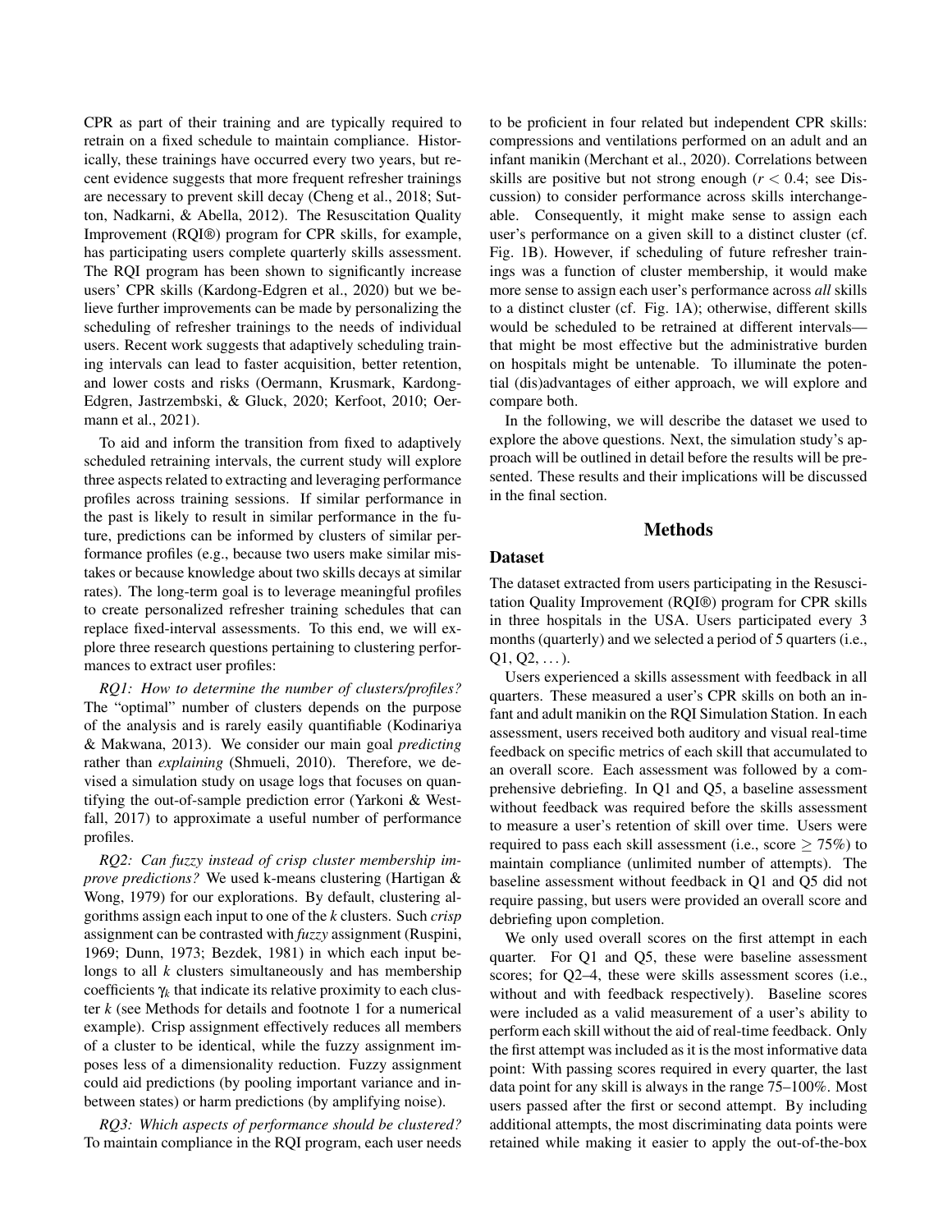CPR as part of their training and are typically required to retrain on a fixed schedule to maintain compliance. Historically, these trainings have occurred every two years, but recent evidence suggests that more frequent refresher trainings are necessary to prevent skill decay (Cheng et al., 2018; Sutton, Nadkarni, & Abella, 2012). The Resuscitation Quality Improvement (RQI®) program for CPR skills, for example, has participating users complete quarterly skills assessment. The RQI program has been shown to significantly increase users' CPR skills (Kardong-Edgren et al., 2020) but we believe further improvements can be made by personalizing the scheduling of refresher trainings to the needs of individual users. Recent work suggests that adaptively scheduling training intervals can lead to faster acquisition, better retention, and lower costs and risks (Oermann, Krusmark, Kardong-Edgren, Jastrzembski, & Gluck, 2020; Kerfoot, 2010; Oermann et al., 2021).

To aid and inform the transition from fixed to adaptively scheduled retraining intervals, the current study will explore three aspects related to extracting and leveraging performance profiles across training sessions. If similar performance in the past is likely to result in similar performance in the future, predictions can be informed by clusters of similar performance profiles (e.g., because two users make similar mistakes or because knowledge about two skills decays at similar rates). The long-term goal is to leverage meaningful profiles to create personalized refresher training schedules that can replace fixed-interval assessments. To this end, we will explore three research questions pertaining to clustering performances to extract user profiles:

*RQ1: How to determine the number of clusters/profiles?* The "optimal" number of clusters depends on the purpose of the analysis and is rarely easily quantifiable (Kodinariya & Makwana, 2013). We consider our main goal *predicting* rather than *explaining* (Shmueli, 2010). Therefore, we devised a simulation study on usage logs that focuses on quantifying the out-of-sample prediction error (Yarkoni & Westfall, 2017) to approximate a useful number of performance profiles.

*RQ2: Can fuzzy instead of crisp cluster membership improve predictions?* We used k-means clustering (Hartigan & Wong, 1979) for our explorations. By default, clustering algorithms assign each input to one of the $k$ clusters. Such *crisp* assignment can be contrasted with *fuzzy* assignment (Ruspini, 1969; Dunn, 1973; Bezdek, 1981) in which each input belongs to all $k$ clusters simultaneously and has membership coefficients $\gamma_k$ that indicate its relative proximity to each cluster $k$ (see Methods for details and footnote 1 for a numerical example). Crisp assignment effectively reduces all members of a cluster to be identical, while the fuzzy assignment imposes less of a dimensionality reduction. Fuzzy assignment could aid predictions (by pooling important variance and in-between states) or harm predictions (by amplifying noise).

*RQ3: Which aspects of performance should be clustered?* To maintain compliance in the RQI program, each user needs to be proficient in four related but independent CPR skills: compressions and ventilations performed on an adult and an infant manikin (Merchant et al., 2020). Correlations between skills are positive but not strong enough ($r < 0.4$; see Discussion) to consider performance across skills interchangeable. Consequently, it might make sense to assign each user's performance on a given skill to a distinct cluster (cf. Fig. 1B). However, if scheduling of future refresher trainings was a function of cluster membership, it would make more sense to assign each user's performance across *all* skills to a distinct cluster (cf. Fig. 1A); otherwise, different skills would be scheduled to be retrained at different intervals—that might be most effective but the administrative burden on hospitals might be untenable. To illuminate the potential (dis)advantages of either approach, we will explore and compare both.

In the following, we will describe the dataset we used to explore the above questions. Next, the simulation study's approach will be outlined in detail before the results will be presented. These results and their implications will be discussed in the final section.

## Methods

### Dataset

The dataset extracted from users participating in the Resuscitation Quality Improvement (RQI®) program for CPR skills in three hospitals in the USA. Users participated every 3 months (quarterly) and we selected a period of 5 quarters (i.e., Q1, Q2, ...).

Users experienced a skills assessment with feedback in all quarters. These measured a user's CPR skills on both an infant and adult manikin on the RQI Simulation Station. In each assessment, users received both auditory and visual real-time feedback on specific metrics of each skill that accumulated to an overall score. Each assessment was followed by a comprehensive debriefing. In Q1 and Q5, a baseline assessment without feedback was required before the skills assessment to measure a user's retention of skill over time. Users were required to pass each skill assessment (i.e., score $\geq 75\%$) to maintain compliance (unlimited number of attempts). The baseline assessment without feedback in Q1 and Q5 did not require passing, but users were provided an overall score and debriefing upon completion.

We only used overall scores on the first attempt in each quarter. For Q1 and Q5, these were baseline assessment scores; for Q2–4, these were skills assessment scores (i.e., without and with feedback respectively). Baseline scores were included as a valid measurement of a user's ability to perform each skill without the aid of real-time feedback. Only the first attempt was included as it is the most informative data point: With passing scores required in every quarter, the last data point for any skill is always in the range 75–100%. Most users passed after the first or second attempt. By including additional attempts, the most discriminating data points were retained while making it easier to apply the out-of-the-box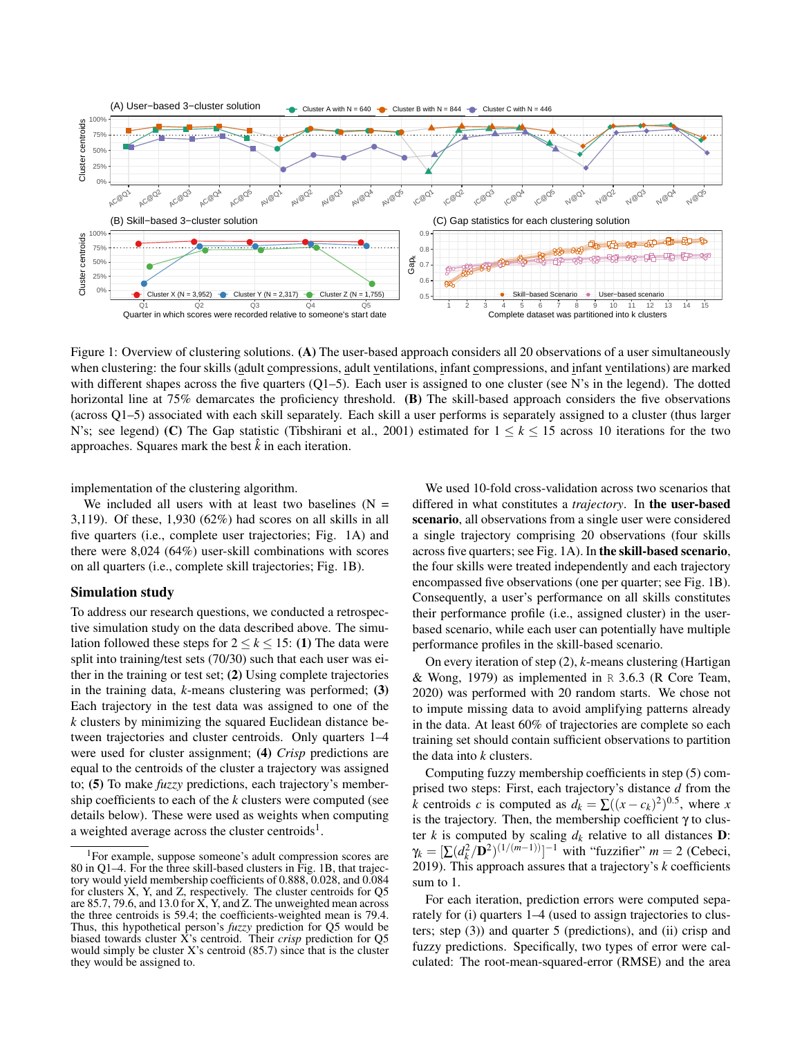Figure 1: Overview of clustering solutions. **(A)** The user-based approach considers all 20 observations of a user simultaneously when clustering: the four skills (adult compressions, adult ventilations, infant compressions, and infant ventilations) are marked with different shapes across the five quarters (Q1–5). Each user is assigned to one cluster (see N's in the legend). The dotted horizontal line at 75% demarcates the proficiency threshold. **(B)** The skill-based approach considers the five observations (across Q1–5) associated with each skill separately. Each skill a user performs is separately assigned to a cluster (thus larger N's; see legend) **(C)** The Gap statistic (Tibshirani et al., 2001) estimated for $1 \leq k \leq 15$ across 10 iterations for the two approaches. Squares mark the best $\hat{k}$ in each iteration.

implementation of the clustering algorithm.

We included all users with at least two baselines (N = 3,119). Of these, 1,930 (62%) had scores on all skills in all five quarters (i.e., complete user trajectories; Fig. 1A) and there were 8,024 (64%) user-skill combinations with scores on all quarters (i.e., complete skill trajectories; Fig. 1B).

## Simulation study

To address our research questions, we conducted a retrospective simulation study on the data described above. The simulation followed these steps for $2 \leq k \leq 15$: **(1)** The data were split into training/test sets (70/30) such that each user was either in the training or test set; **(2)** Using complete trajectories in the training data, $k$-means clustering was performed; **(3)** Each trajectory in the test data was assigned to one of the $k$ clusters by minimizing the squared Euclidean distance between trajectories and cluster centroids. Only quarters 1–4 were used for cluster assignment; **(4)** *Crisp* predictions are equal to the centroids of the cluster a trajectory was assigned to; **(5)** To make *fuzzy* predictions, each trajectory's membership coefficients to each of the $k$ clusters were computed (see details below). These were used as weights when computing a weighted average across the cluster centroids[1].

[1]For example, suppose someone's adult compression scores are 80 in Q1–4. For the three skill-based clusters in Fig. 1B, that trajectory would yield membership coefficients of 0.888, 0.028, and 0.084 for clusters X, Y, and Z, respectively. The cluster centroids for Q5 are 85.7, 79.6, and 13.0 for X, Y, and Z. The unweighted mean across the three centroids is 59.4; the coefficients-weighted mean is 79.4. Thus, this hypothetical person's *fuzzy* prediction for Q5 would be biased towards cluster X's centroid. Their *crisp* prediction for Q5 would simply be cluster X's centroid (85.7) since that is the cluster they would be assigned to.

We used 10-fold cross-validation across two scenarios that differed in what constitutes a *trajectory*. In **the user-based scenario**, all observations from a single user were considered a single trajectory comprising 20 observations (four skills across five quarters; see Fig. 1A). In **the skill-based scenario**, the four skills were treated independently and each trajectory encompassed five observations (one per quarter; see Fig. 1B). Consequently, a user's performance on all skills constitutes their performance profile (i.e., assigned cluster) in the user-based scenario, while each user can potentially have multiple performance profiles in the skill-based scenario.

On every iteration of step (2), $k$-means clustering (Hartigan & Wong, 1979) as implemented in R 3.6.3 (R Core Team, 2020) was performed with 20 random starts. We chose not to impute missing data to avoid amplifying patterns already in the data. At least 60% of trajectories are complete so each training set should contain sufficient observations to partition the data into $k$ clusters.

Computing fuzzy membership coefficients in step (5) comprised two steps: First, each trajectory's distance $d$ from the $k$ centroids $c$ is computed as $d_k = \sum((x - c_k)^2)^{0.5}$, where $x$ is the trajectory. Then, the membership coefficient $\gamma$ to cluster $k$ is computed by scaling $d_k$ relative to all distances $\mathbf{D}$: $\gamma_k = [\sum(d_k^2/\mathbf{D}^2)^{(1/(m-1))}]^{-1}$ with "fuzzifier" $m = 2$ (Cebeci, 2019). This approach assures that a trajectory's $k$ coefficients sum to 1.

For each iteration, prediction errors were computed separately for (i) quarters 1–4 (used to assign trajectories to clusters; step (3)) and quarter 5 (predictions), and (ii) crisp and fuzzy predictions. Specifically, two types of error were calculated: The root-mean-squared-error (RMSE) and the area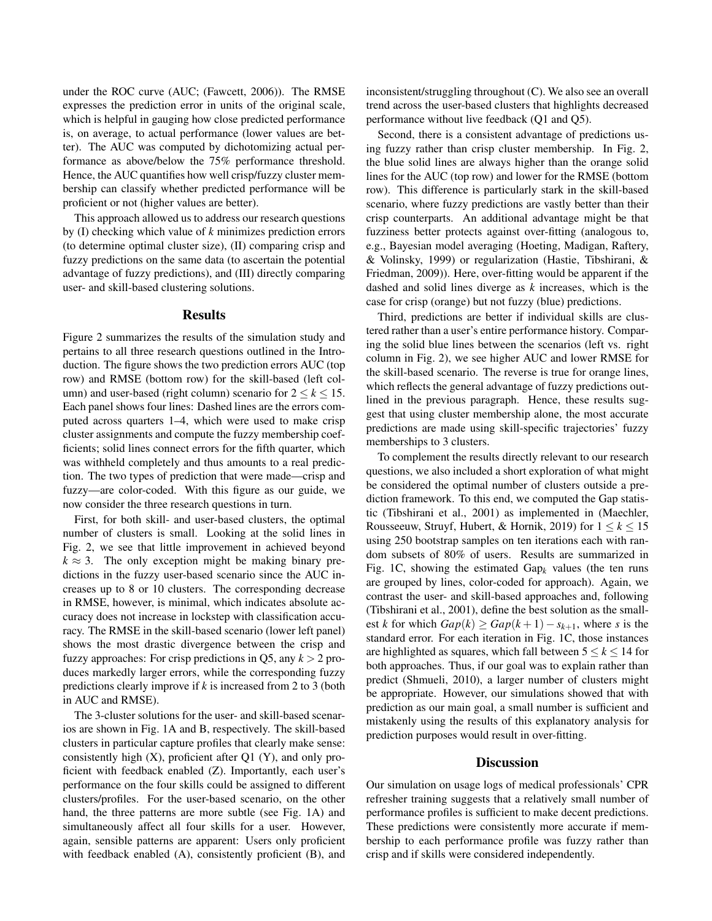under the ROC curve (AUC; (Fawcett, 2006)). The RMSE expresses the prediction error in units of the original scale, which is helpful in gauging how close predicted performance is, on average, to actual performance (lower values are better). The AUC was computed by dichotomizing actual performance as above/below the 75% performance threshold. Hence, the AUC quantifies how well crisp/fuzzy cluster membership can classify whether predicted performance will be proficient or not (higher values are better).

This approach allowed us to address our research questions by (I) checking which value of $k$ minimizes prediction errors (to determine optimal cluster size), (II) comparing crisp and fuzzy predictions on the same data (to ascertain the potential advantage of fuzzy predictions), and (III) directly comparing user- and skill-based clustering solutions.

## Results

Figure 2 summarizes the results of the simulation study and pertains to all three research questions outlined in the Introduction. The figure shows the two prediction errors AUC (top row) and RMSE (bottom row) for the skill-based (left column) and user-based (right column) scenario for $2 \leq k \leq 15$. Each panel shows four lines: Dashed lines are the errors computed across quarters 1–4, which were used to make crisp cluster assignments and compute the fuzzy membership coefficients; solid lines connect errors for the fifth quarter, which was withheld completely and thus amounts to a real prediction. The two types of prediction that were made—crisp and fuzzy—are color-coded. With this figure as our guide, we now consider the three research questions in turn.

First, for both skill- and user-based clusters, the optimal number of clusters is small. Looking at the solid lines in Fig. 2, we see that little improvement in achieved beyond $k \approx 3$. The only exception might be making binary predictions in the fuzzy user-based scenario since the AUC increases up to 8 or 10 clusters. The corresponding decrease in RMSE, however, is minimal, which indicates absolute accuracy does not increase in lockstep with classification accuracy. The RMSE in the skill-based scenario (lower left panel) shows the most drastic divergence between the crisp and fuzzy approaches: For crisp predictions in Q5, any $k > 2$ produces markedly larger errors, while the corresponding fuzzy predictions clearly improve if $k$ is increased from 2 to 3 (both in AUC and RMSE).

The 3-cluster solutions for the user- and skill-based scenarios are shown in Fig. 1A and B, respectively. The skill-based clusters in particular capture profiles that clearly make sense: consistently high (X), proficient after Q1 (Y), and only proficient with feedback enabled (Z). Importantly, each user's performance on the four skills could be assigned to different clusters/profiles. For the user-based scenario, on the other hand, the three patterns are more subtle (see Fig. 1A) and simultaneously affect all four skills for a user. However, again, sensible patterns are apparent: Users only proficient with feedback enabled (A), consistently proficient (B), and inconsistent/struggling throughout (C). We also see an overall trend across the user-based clusters that highlights decreased performance without live feedback (Q1 and Q5).

Second, there is a consistent advantage of predictions using fuzzy rather than crisp cluster membership. In Fig. 2, the blue solid lines are always higher than the orange solid lines for the AUC (top row) and lower for the RMSE (bottom row). This difference is particularly stark in the skill-based scenario, where fuzzy predictions are vastly better than their crisp counterparts. An additional advantage might be that fuzziness better protects against over-fitting (analogous to, e.g., Bayesian model averaging (Hoeting, Madigan, Raftery, & Volinsky, 1999) or regularization (Hastie, Tibshirani, & Friedman, 2009)). Here, over-fitting would be apparent if the dashed and solid lines diverge as $k$ increases, which is the case for crisp (orange) but not fuzzy (blue) predictions.

Third, predictions are better if individual skills are clustered rather than a user's entire performance history. Comparing the solid blue lines between the scenarios (left vs. right column in Fig. 2), we see higher AUC and lower RMSE for the skill-based scenario. The reverse is true for orange lines, which reflects the general advantage of fuzzy predictions outlined in the previous paragraph. Hence, these results suggest that using cluster membership alone, the most accurate predictions are made using skill-specific trajectories' fuzzy memberships to 3 clusters.

To complement the results directly relevant to our research questions, we also included a short exploration of what might be considered the optimal number of clusters outside a prediction framework. To this end, we computed the Gap statistic (Tibshirani et al., 2001) as implemented in (Maechler, Rousseeuw, Struyf, Hubert, & Hornik, 2019) for $1 \leq k \leq 15$ using 250 bootstrap samples on ten iterations each with random subsets of 80% of users. Results are summarized in Fig. 1C, showing the estimated $\text{Gap}_k$ values (the ten runs are grouped by lines, color-coded for approach). Again, we contrast the user- and skill-based approaches and, following (Tibshirani et al., 2001), define the best solution as the smallest $k$ for which $Gap(k) \geq Gap(k+1) - s_{k+1}$, where $s$ is the standard error. For each iteration in Fig. 1C, those instances are highlighted as squares, which fall between $5 \leq k \leq 14$ for both approaches. Thus, if our goal was to explain rather than predict (Shmueli, 2010), a larger number of clusters might be appropriate. However, our simulations showed that with prediction as our main goal, a small number is sufficient and mistakenly using the results of this explanatory analysis for prediction purposes would result in over-fitting.

## Discussion

Our simulation on usage logs of medical professionals' CPR refresher training suggests that a relatively small number of performance profiles is sufficient to make decent predictions. These predictions were consistently more accurate if membership to each performance profile was fuzzy rather than crisp and if skills were considered independently.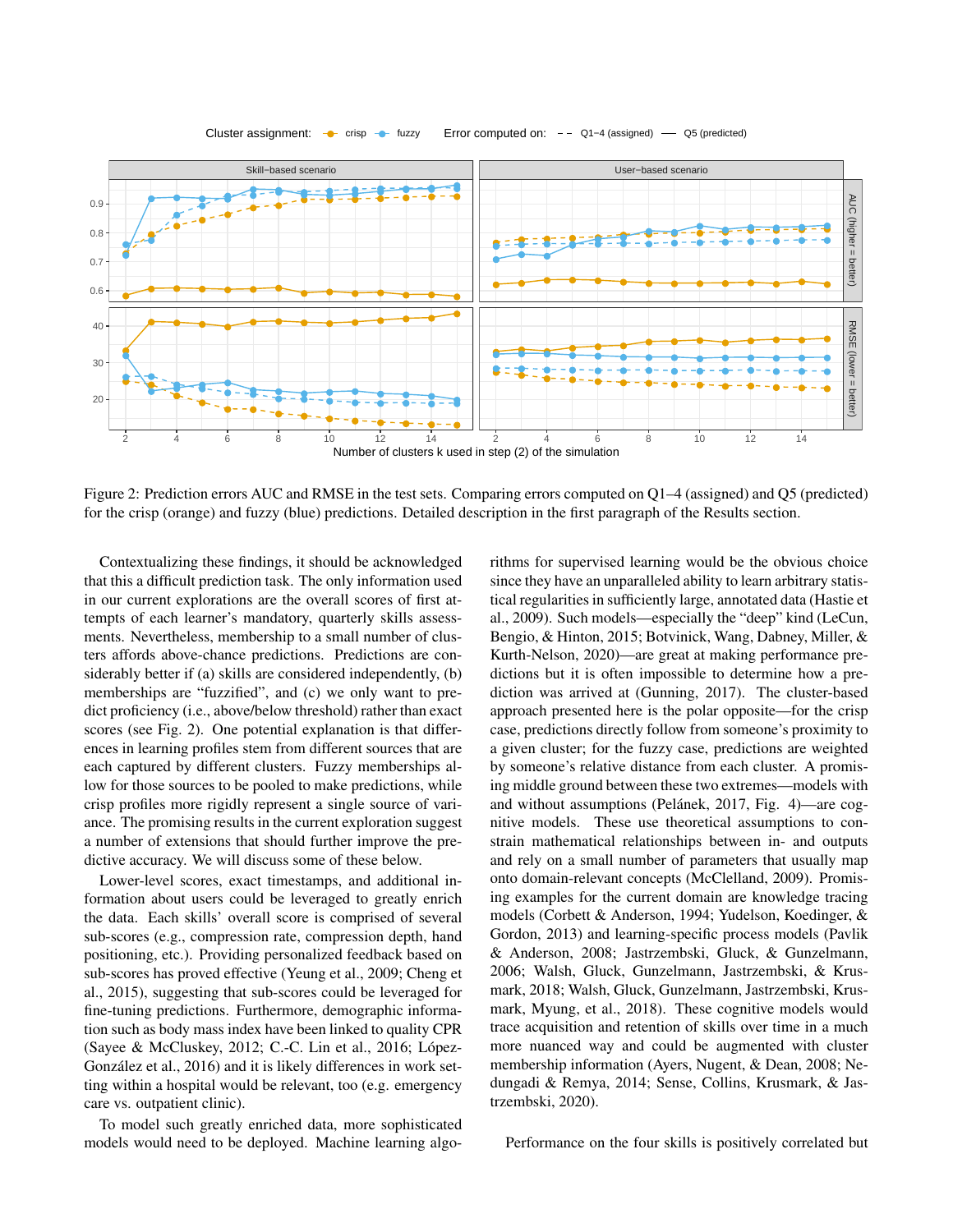Figure 2: Prediction errors AUC and RMSE in the test sets. Comparing errors computed on Q1–4 (assigned) and Q5 (predicted) for the crisp (orange) and fuzzy (blue) predictions. Detailed description in the first paragraph of the Results section.

Contextualizing these findings, it should be acknowledged that this a difficult prediction task. The only information used in our current explorations are the overall scores of first attempts of each learner's mandatory, quarterly skills assessments. Nevertheless, membership to a small number of clusters affords above-chance predictions. Predictions are considerably better if (a) skills are considered independently, (b) memberships are "fuzzified", and (c) we only want to predict proficiency (i.e., above/below threshold) rather than exact scores (see Fig. 2). One potential explanation is that differences in learning profiles stem from different sources that are each captured by different clusters. Fuzzy memberships allow for those sources to be pooled to make predictions, while crisp profiles more rigidly represent a single source of variance. The promising results in the current exploration suggest a number of extensions that should further improve the predictive accuracy. We will discuss some of these below.

Lower-level scores, exact timestamps, and additional information about users could be leveraged to greatly enrich the data. Each skills' overall score is comprised of several sub-scores (e.g., compression rate, compression depth, hand positioning, etc.). Providing personalized feedback based on sub-scores has proved effective (Yeung et al., 2009; Cheng et al., 2015), suggesting that sub-scores could be leveraged for fine-tuning predictions. Furthermore, demographic information such as body mass index have been linked to quality CPR (Sayee & McCluskey, 2012; C.-C. Lin et al., 2016; López-González et al., 2016) and it is likely differences in work setting within a hospital would be relevant, too (e.g. emergency care vs. outpatient clinic).

To model such greatly enriched data, more sophisticated models would need to be deployed. Machine learning algorithms for supervised learning would be the obvious choice since they have an unparalleled ability to learn arbitrary statistical regularities in sufficiently large, annotated data (Hastie et al., 2009). Such models—especially the "deep" kind (LeCun, Bengio, & Hinton, 2015; Botvinick, Wang, Dabney, Miller, & Kurth-Nelson, 2020)—are great at making performance predictions but it is often impossible to determine how a prediction was arrived at (Gunning, 2017). The cluster-based approach presented here is the polar opposite—for the crisp case, predictions directly follow from someone's proximity to a given cluster; for the fuzzy case, predictions are weighted by someone's relative distance from each cluster. A promising middle ground between these two extremes—models with and without assumptions (Pelánek, 2017, Fig. 4)—are cognitive models. These use theoretical assumptions to constrain mathematical relationships between in- and outputs and rely on a small number of parameters that usually map onto domain-relevant concepts (McClelland, 2009). Promising examples for the current domain are knowledge tracing models (Corbett & Anderson, 1994; Yudelson, Koedinger, & Gordon, 2013) and learning-specific process models (Pavlik & Anderson, 2008; Jastrzembski, Gluck, & Gunzelmann, 2006; Walsh, Gluck, Gunzelmann, Jastrzembski, & Krusmark, 2018; Walsh, Gluck, Gunzelmann, Jastrzembski, Krusmark, Myung, et al., 2018). These cognitive models would trace acquisition and retention of skills over time in a much more nuanced way and could be augmented with cluster membership information (Ayers, Nugent, & Dean, 2008; Nedungadi & Remya, 2014; Sense, Collins, Krusmark, & Jastrzembski, 2020).

Performance on the four skills is positively correlated but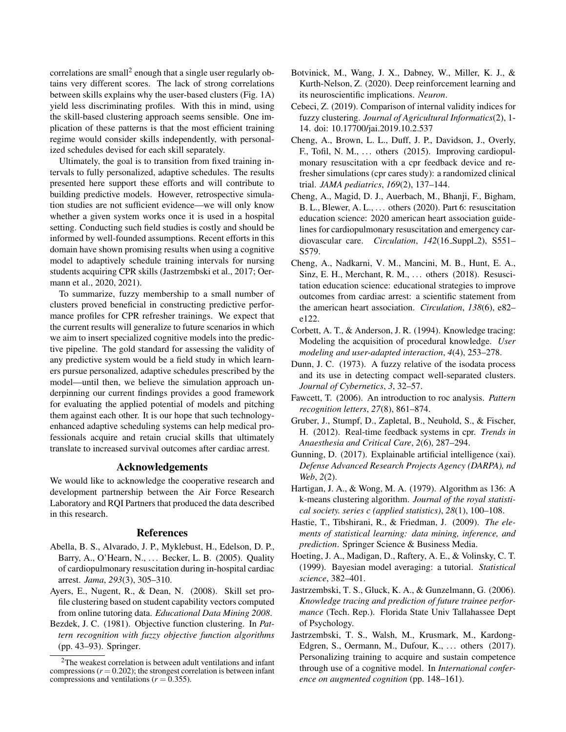correlations are small[2] enough that a single user regularly obtains very different scores. The lack of strong correlations between skills explains why the user-based clusters (Fig. 1A) yield less discriminating profiles. With this in mind, using the skill-based clustering approach seems sensible. One implication of these patterns is that the most efficient training regime would consider skills independently, with personalized schedules devised for each skill separately.

Ultimately, the goal is to transition from fixed training intervals to fully personalized, adaptive schedules. The results presented here support these efforts and will contribute to building predictive models. However, retrospective simulation studies are not sufficient evidence—we will only know whether a given system works once it is used in a hospital setting. Conducting such field studies is costly and should be informed by well-founded assumptions. Recent efforts in this domain have shown promising results when using a cognitive model to adaptively schedule training intervals for nursing students acquiring CPR skills (Jastrzembski et al., 2017; Oermann et al., 2020, 2021).

To summarize, fuzzy membership to a small number of clusters proved beneficial in constructing predictive performance profiles for CPR refresher trainings. We expect that the current results will generalize to future scenarios in which we aim to insert specialized cognitive models into the predictive pipeline. The gold standard for assessing the validity of any predictive system would be a field study in which learners pursue personalized, adaptive schedules prescribed by the model—until then, we believe the simulation approach underpinning our current findings provides a good framework for evaluating the applied potential of models and pitching them against each other. It is our hope that such technology-enhanced adaptive scheduling systems can help medical professionals acquire and retain crucial skills that ultimately translate to increased survival outcomes after cardiac arrest.

## Acknowledgements

We would like to acknowledge the cooperative research and development partnership between the Air Force Research Laboratory and RQI Partners that produced the data described in this research.

## References

Abella, B. S., Alvarado, J. P., Myklebust, H., Edelson, D. P., Barry, A., O'Hearn, N., ... Becker, L. B. (2005). Quality of cardiopulmonary resuscitation during in-hospital cardiac arrest. *Jama*, *293*(3), 305–310.

Ayers, E., Nugent, R., & Dean, N. (2008). Skill set profile clustering based on student capability vectors computed from online tutoring data. *Educational Data Mining 2008*.

Bezdek, J. C. (1981). Objective function clustering. In *Pattern recognition with fuzzy objective function algorithms* (pp. 43–93). Springer.

Botvinick, M., Wang, J. X., Dabney, W., Miller, K. J., & Kurth-Nelson, Z. (2020). Deep reinforcement learning and its neuroscientific implications. *Neuron*.

Cebeci, Z. (2019). Comparison of internal validity indices for fuzzy clustering. *Journal of Agricultural Informatics*(2), 1-14. doi: 10.17700/jai.2019.10.2.537

Cheng, A., Brown, L. L., Duff, J. P., Davidson, J., Overly, F., Tofil, N. M., ... others (2015). Improving cardiopulmonary resuscitation with a cpr feedback device and refresher simulations (cpr cares study): a randomized clinical trial. *JAMA pediatrics*, *169*(2), 137–144.

Cheng, A., Magid, D. J., Auerbach, M., Bhanji, F., Bigham, B. L., Blewer, A. L., ... others (2020). Part 6: resuscitation education science: 2020 american heart association guidelines for cardiopulmonary resuscitation and emergency cardiovascular care. *Circulation*, *142*(16_Suppl_2), S551–S579.

Cheng, A., Nadkarni, V. M., Mancini, M. B., Hunt, E. A., Sinz, E. H., Merchant, R. M., ... others (2018). Resuscitation education science: educational strategies to improve outcomes from cardiac arrest: a scientific statement from the american heart association. *Circulation*, *138*(6), e82–e122.

Corbett, A. T., & Anderson, J. R. (1994). Knowledge tracing: Modeling the acquisition of procedural knowledge. *User modeling and user-adapted interaction*, *4*(4), 253–278.

Dunn, J. C. (1973). A fuzzy relative of the isodata process and its use in detecting compact well-separated clusters. *Journal of Cybernetics*, *3*, 32–57.

Fawcett, T. (2006). An introduction to roc analysis. *Pattern recognition letters*, *27*(8), 861–874.

Gruber, J., Stumpf, D., Zapletal, B., Neuhold, S., & Fischer, H. (2012). Real-time feedback systems in cpr. *Trends in Anaesthesia and Critical Care*, *2*(6), 287–294.

Gunning, D. (2017). Explainable artificial intelligence (xai). *Defense Advanced Research Projects Agency (DARPA), nd Web*, *2*(2).

Hartigan, J. A., & Wong, M. A. (1979). Algorithm as 136: A k-means clustering algorithm. *Journal of the royal statistical society. series c (applied statistics)*, *28*(1), 100–108.

Hastie, T., Tibshirani, R., & Friedman, J. (2009). *The elements of statistical learning: data mining, inference, and prediction*. Springer Science & Business Media.

Hoeting, J. A., Madigan, D., Raftery, A. E., & Volinsky, C. T. (1999). Bayesian model averaging: a tutorial. *Statistical science*, 382–401.

Jastrzembski, T. S., Gluck, K. A., & Gunzelmann, G. (2006). *Knowledge tracing and prediction of future trainee performance* (Tech. Rep.). Florida State Univ Tallahassee Dept of Psychology.

Jastrzembski, T. S., Walsh, M., Krusmark, M., Kardong-Edgren, S., Oermann, M., Dufour, K., ... others (2017). Personalizing training to acquire and sustain competence through use of a cognitive model. In *International conference on augmented cognition* (pp. 148–161).

[2] The weakest correlation is between adult ventilations and infant compressions ($r = 0.202$); the strongest correlation is between infant compressions and ventilations ($r = 0.355$).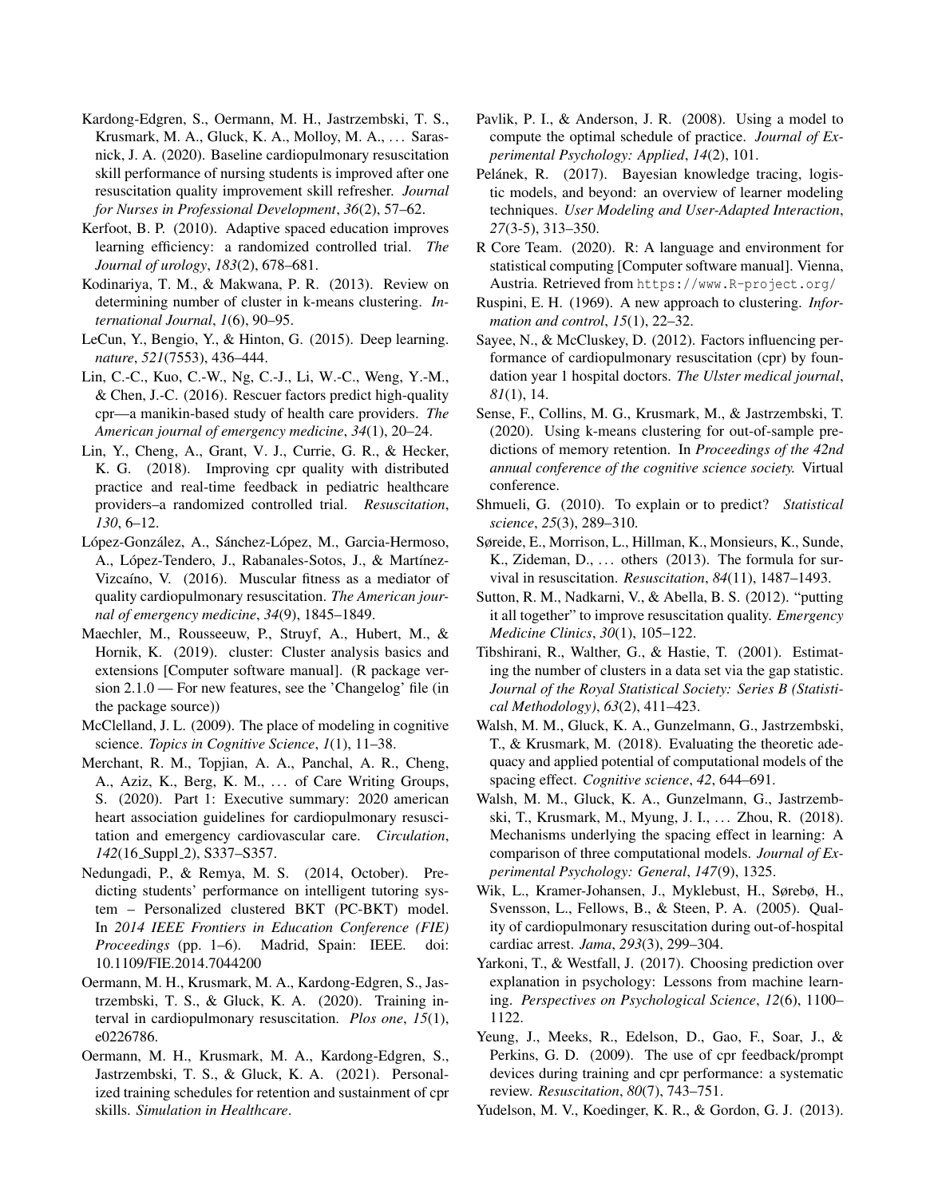Kardong-Edgren, S., Oermann, M. H., Jastrzembski, T. S., Krusmark, M. A., Gluck, K. A., Molloy, M. A., ... Sarasnick, J. A. (2020). Baseline cardiopulmonary resuscitation skill performance of nursing students is improved after one resuscitation quality improvement skill refresher. *Journal for Nurses in Professional Development*, *36*(2), 57–62.

Kerfoot, B. P. (2010). Adaptive spaced education improves learning efficiency: a randomized controlled trial. *The Journal of urology*, *183*(2), 678–681.

Kodinariya, T. M., & Makwana, P. R. (2013). Review on determining number of cluster in k-means clustering. *International Journal*, *1*(6), 90–95.

LeCun, Y., Bengio, Y., & Hinton, G. (2015). Deep learning. *nature*, *521*(7553), 436–444.

Lin, C.-C., Kuo, C.-W., Ng, C.-J., Li, W.-C., Weng, Y.-M., & Chen, J.-C. (2016). Rescuer factors predict high-quality cpr—a manikin-based study of health care providers. *The American journal of emergency medicine*, *34*(1), 20–24.

Lin, Y., Cheng, A., Grant, V. J., Currie, G. R., & Hecker, K. G. (2018). Improving cpr quality with distributed practice and real-time feedback in pediatric healthcare providers–a randomized controlled trial. *Resuscitation*, *130*, 6–12.

López-González, A., Sánchez-López, M., Garcia-Hermoso, A., López-Tendero, J., Rabanales-Sotos, J., & Martínez-Vizcaíno, V. (2016). Muscular fitness as a mediator of quality cardiopulmonary resuscitation. *The American journal of emergency medicine*, *34*(9), 1845–1849.

Maechler, M., Rousseeuw, P., Struyf, A., Hubert, M., & Hornik, K. (2019). cluster: Cluster analysis basics and extensions [Computer software manual]. (R package version 2.1.0 — For new features, see the 'Changelog' file (in the package source))

McClelland, J. L. (2009). The place of modeling in cognitive science. *Topics in Cognitive Science*, *1*(1), 11–38.

Merchant, R. M., Topjian, A. A., Panchal, A. R., Cheng, A., Aziz, K., Berg, K. M., ... of Care Writing Groups, S. (2020). Part 1: Executive summary: 2020 american heart association guidelines for cardiopulmonary resuscitation and emergency cardiovascular care. *Circulation*, *142*(16_Suppl_2), S337–S357.

Nedungadi, P., & Remya, M. S. (2014, October). Predicting students' performance on intelligent tutoring system – Personalized clustered BKT (PC-BKT) model. In *2014 IEEE Frontiers in Education Conference (FIE) Proceedings* (pp. 1–6). Madrid, Spain: IEEE. doi: 10.1109/FIE.2014.7044200

Oermann, M. H., Krusmark, M. A., Kardong-Edgren, S., Jastrzembski, T. S., & Gluck, K. A. (2020). Training interval in cardiopulmonary resuscitation. *Plos one*, *15*(1), e0226786.

Oermann, M. H., Krusmark, M. A., Kardong-Edgren, S., Jastrzembski, T. S., & Gluck, K. A. (2021). Personalized training schedules for retention and sustainment of cpr skills. *Simulation in Healthcare*.

Pavlik, P. I., & Anderson, J. R. (2008). Using a model to compute the optimal schedule of practice. *Journal of Experimental Psychology: Applied*, *14*(2), 101.

Pelánek, R. (2017). Bayesian knowledge tracing, logistic models, and beyond: an overview of learner modeling techniques. *User Modeling and User-Adapted Interaction*, *27*(3-5), 313–350.

R Core Team. (2020). R: A language and environment for statistical computing [Computer software manual]. Vienna, Austria. Retrieved from `https://www.R-project.org/`

Ruspini, E. H. (1969). A new approach to clustering. *Information and control*, *15*(1), 22–32.

Sayee, N., & McCluskey, D. (2012). Factors influencing performance of cardiopulmonary resuscitation (cpr) by foundation year 1 hospital doctors. *The Ulster medical journal*, *81*(1), 14.

Sense, F., Collins, M. G., Krusmark, M., & Jastrzembski, T. (2020). Using k-means clustering for out-of-sample predictions of memory retention. In *Proceedings of the 42nd annual conference of the cognitive science society.* Virtual conference.

Shmueli, G. (2010). To explain or to predict? *Statistical science*, *25*(3), 289–310.

Søreide, E., Morrison, L., Hillman, K., Monsieurs, K., Sunde, K., Zideman, D., ... others (2013). The formula for survival in resuscitation. *Resuscitation*, *84*(11), 1487–1493.

Sutton, R. M., Nadkarni, V., & Abella, B. S. (2012). "putting it all together" to improve resuscitation quality. *Emergency Medicine Clinics*, *30*(1), 105–122.

Tibshirani, R., Walther, G., & Hastie, T. (2001). Estimating the number of clusters in a data set via the gap statistic. *Journal of the Royal Statistical Society: Series B (Statistical Methodology)*, *63*(2), 411–423.

Walsh, M. M., Gluck, K. A., Gunzelmann, G., Jastrzembski, T., & Krusmark, M. (2018). Evaluating the theoretic adequacy and applied potential of computational models of the spacing effect. *Cognitive science*, *42*, 644–691.

Walsh, M. M., Gluck, K. A., Gunzelmann, G., Jastrzembski, T., Krusmark, M., Myung, J. I., ... Zhou, R. (2018). Mechanisms underlying the spacing effect in learning: A comparison of three computational models. *Journal of Experimental Psychology: General*, *147*(9), 1325.

Wik, L., Kramer-Johansen, J., Myklebust, H., Sørebø, H., Svensson, L., Fellows, B., & Steen, P. A. (2005). Quality of cardiopulmonary resuscitation during out-of-hospital cardiac arrest. *Jama*, *293*(3), 299–304.

Yarkoni, T., & Westfall, J. (2017). Choosing prediction over explanation in psychology: Lessons from machine learning. *Perspectives on Psychological Science*, *12*(6), 1100–1122.

Yeung, J., Meeks, R., Edelson, D., Gao, F., Soar, J., & Perkins, G. D. (2009). The use of cpr feedback/prompt devices during training and cpr performance: a systematic review. *Resuscitation*, *80*(7), 743–751.

Yudelson, M. V., Koedinger, K. R., & Gordon, G. J. (2013).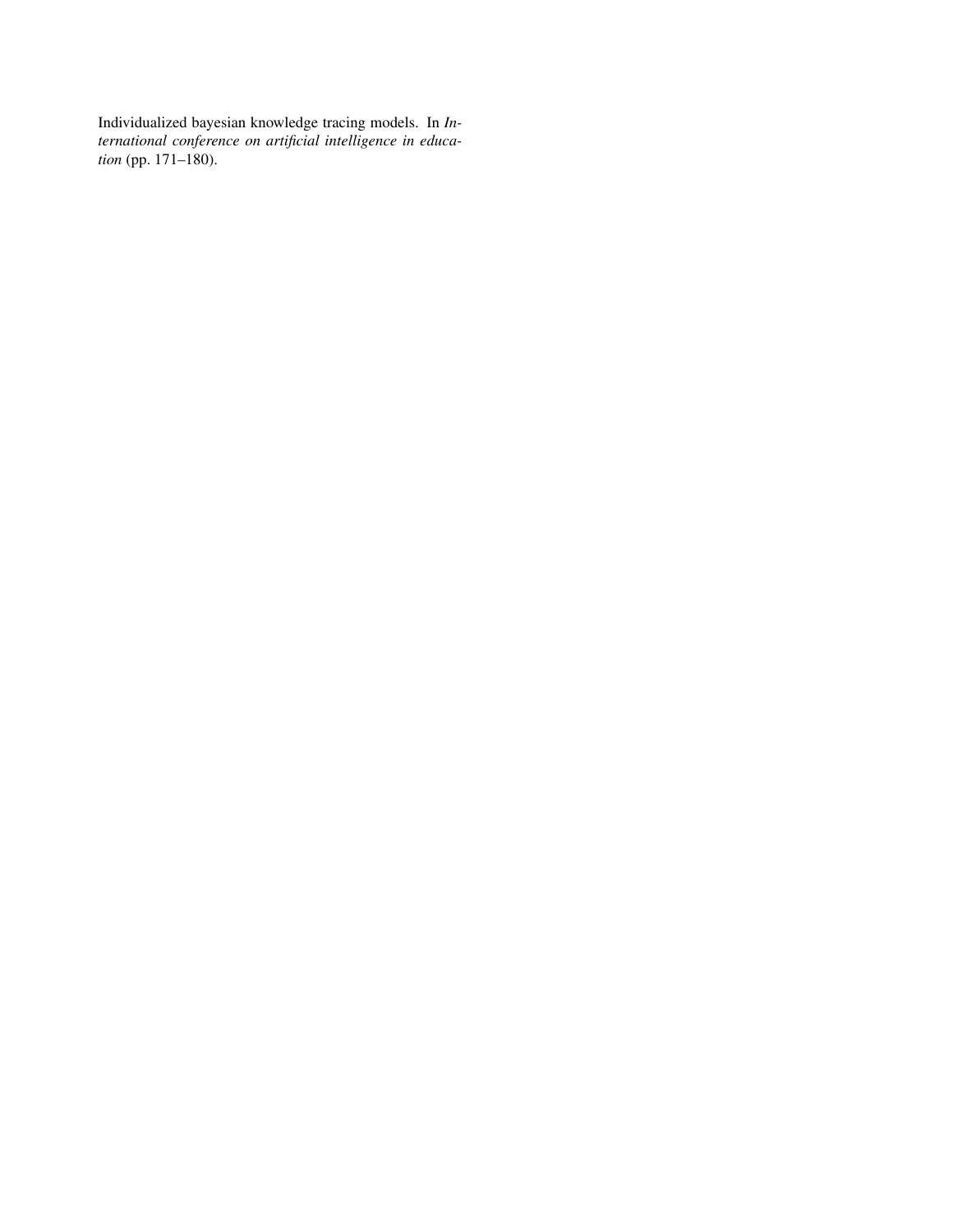Individualized bayesian knowledge tracing models. In *International conference on artificial intelligence in education* (pp. 171–180).